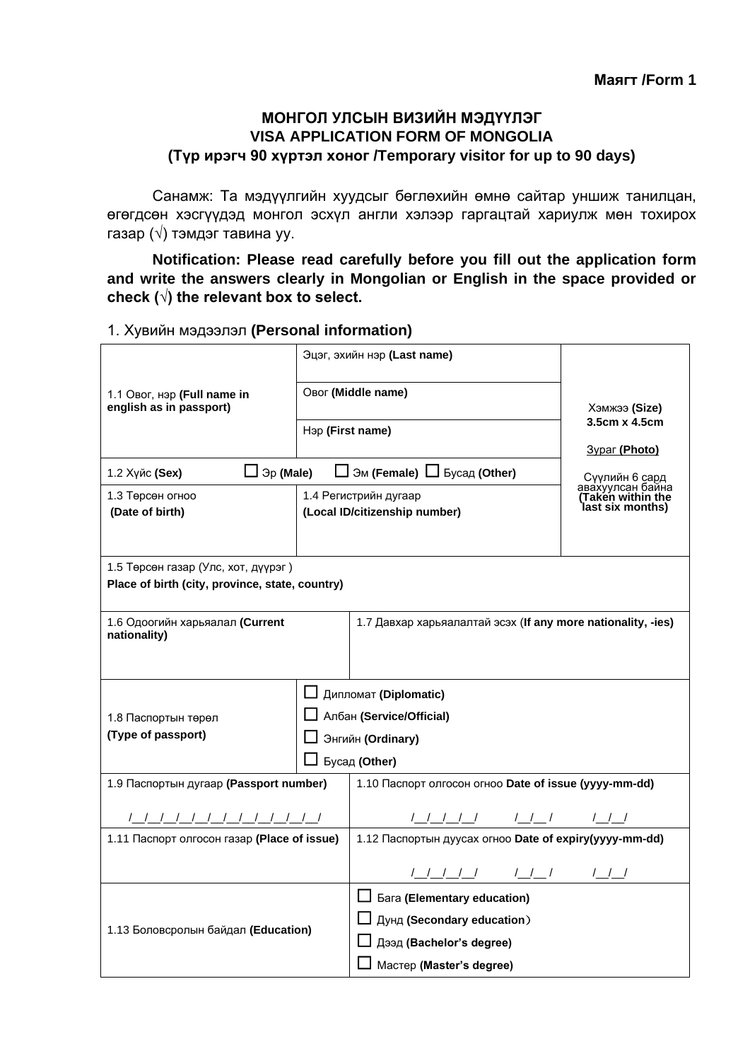**Маягт /Form 1**

# МОНГОЛ УЛСЫН ВИЗИЙН МЭДҮҮЛЭГ
# VISA APPLICATION FORM OF MONGOLIA
## (Түр ирэгч 90 хүртэл хоног /Temporary visitor for up to 90 days)

Санамж: Та мэдүүлгийн хуудсыг бөглөхийн өмнө сайтар уншиж танилцан, өгөгдсөн хэсгүүдэд монгол эсхүл англи хэлээр гаргацтай хариулж мөн тохирох газар (√) тэмдэг тавина уу.

**Notification: Please read carefully before you fill out the application form and write the answers clearly in Mongolian or English in the space provided or check (√) the relevant box to select.**

1. Хувийн мэдээлэл **(Personal information)**

| | | | |
|---|---|---|---|
| 1.1 Овог, нэр **(Full name in english as in passport)** | Эцэг, эхийн нэр **(Last name)** | | Хэмжээ **(Size)** **3.5cm x 4.5cm** <br> Зураг **(Photo)** <br> Сүүлийн 6 сард авахуулсан байна **(Taken within the last six months)** |
| | Овог **(Middle name)** | | |
| | Нэр **(First name)** | | |
| 1.2 Хүйс **(Sex)** ☐ Эр **(Male)** | ☐ Эм **(Female)** ☐ Бусад **(Other)** | | |
| 1.3 Төрсөн огноо **(Date of birth)** | 1.4 Регистрийн дугаар **(Local ID/citizenship number)** | | |
| 1.5 Төрсөн газар (Улс, хот, дүүрэг ) **Place of birth (city, province, state, country)** | | | |
| 1.6 Одоогийн харьяалал **(Current nationality)** | 1.7 Давхар харьяалалтай эсэх (**If any more nationality, -ies)** | | |
| 1.8 Паспортын төрөл **(Type of passport)** | ☐ Дипломат **(Diplomatic)** <br> ☐ Албан **(Service/Official)** <br> ☐ Энгийн **(Ordinary)** <br> ☐ Бусад **(Other)** | | |
| 1.9 Паспортын дугаар **(Passport number)** <br> /__/__/__/__/__/__/__/__/__/__/__/__/ | 1.10 Паспорт олгосон огноо **Date of issue (yyyy-mm-dd)** <br> /__/__/__/__/ /__/__/ /__/__/ | | |
| 1.11 Паспорт олгосон газар **(Place of issue)** | 1.12 Паспортын дуусах огноо **Date of expiry(yyyy-mm-dd)** <br> /__/__/__/__/ /__/__/ /__/__/ | | |
| 1.13 Боловсролын байдал **(Education)** | ☐ Бага **(Elementary education)** <br> ☐ Дунд **(Secondary education)** <br> ☐ Дээд **(Bachelor's degree)** <br> ☐ Мастер **(Master's degree)** | | |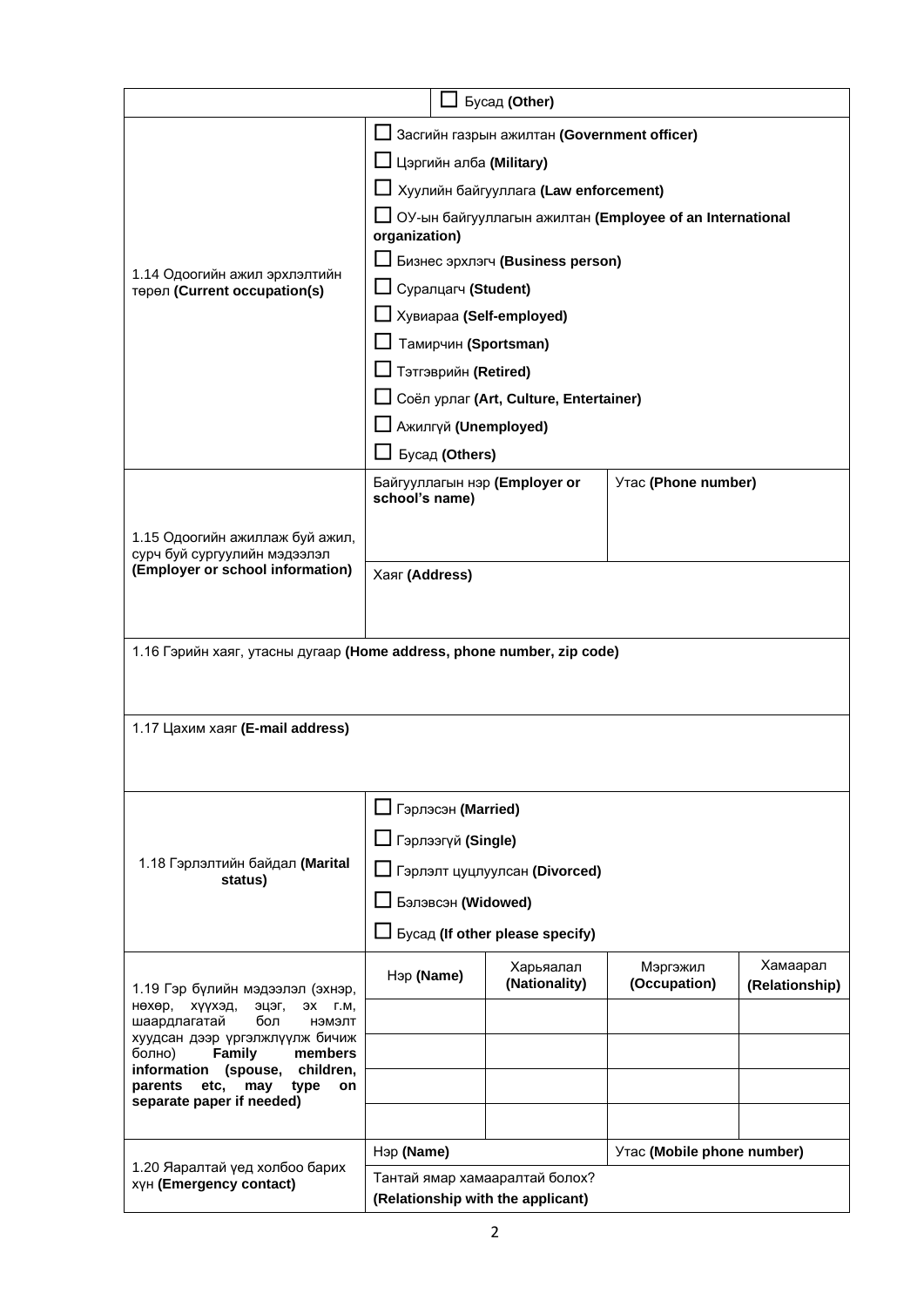| | ☐ Бусад **(Other)** | | |
|---|---|---|---|
| 1.14 Одоогийн ажил эрхлэлтийн төрөл **(Current occupation(s)** | ☐ Засгийн газрын ажилтан **(Government officer)**<br>☐ Цэргийн алба **(Military)**<br>☐ Хуулийн байгууллага **(Law enforcement)**<br>☐ ОУ-ын байгууллагын ажилтан **(Employee of an International organization)**<br>☐ Бизнес эрхлэгч **(Business person)**<br>☐ Суралцагч **(Student)**<br>☐ Хувиараа **(Self-employed)**<br>☐ Тамирчин **(Sportsman)**<br>☐ Тэтгэврийн **(Retired)**<br>☐ Соёл урлаг **(Art, Culture, Entertainer)**<br>☐ Ажилгүй **(Unemployed)**<br>☐ Бусад **(Others)** | | |
| 1.15 Одоогийн ажиллаж буй ажил, сурч буй сургуулийн мэдээлэл **(Employer or school information)** | Байгууллагын нэр **(Employer or school's name)** | Утас **(Phone number)** | |
| | Хаяг **(Address)** | | |
| 1.16 Гэрийн хаяг, утасны дугаар **(Home address, phone number, zip code)** | | | |
| 1.17 Цахим хаяг **(E-mail address)** | | | |
| 1.18 Гэрлэлтийн байдал **(Marital status)** | ☐ Гэрлэсэн **(Married)**<br>☐ Гэрлээгүй **(Single)**<br>☐ Гэрлэлт цуцлуулсан **(Divorced)**<br>☐ Бэлэвсэн **(Widowed)**<br>☐ Бусад **(If other please specify)** | | |

| 1.19 Гэр бүлийн мэдээлэл (эхнэр, нөхөр, хүүхэд, эцэг, эх г.м, шаардлагатай бол нэмэлт хуудсан дээр үргэлжлүүлж бичиж болно) **Family members information (spouse, children, parents etc, may type on separate paper if needed)** | Нэр **(Name)** | Харьяалал **(Nationality)** | Мэргэжил **(Occupation)** | Хамаарал **(Relationship)** |
|---|---|---|---|---|
| | | | | |
| | | | | |
| | | | | |
| | | | | |

| 1.20 Яаралтай үед холбоо барих хүн **(Emergency contact)** | Нэр **(Name)** | Утас **(Mobile phone number)** |
|---|---|---|
| | Тантай ямар хамааралтай болох? **(Relationship with the applicant)** | |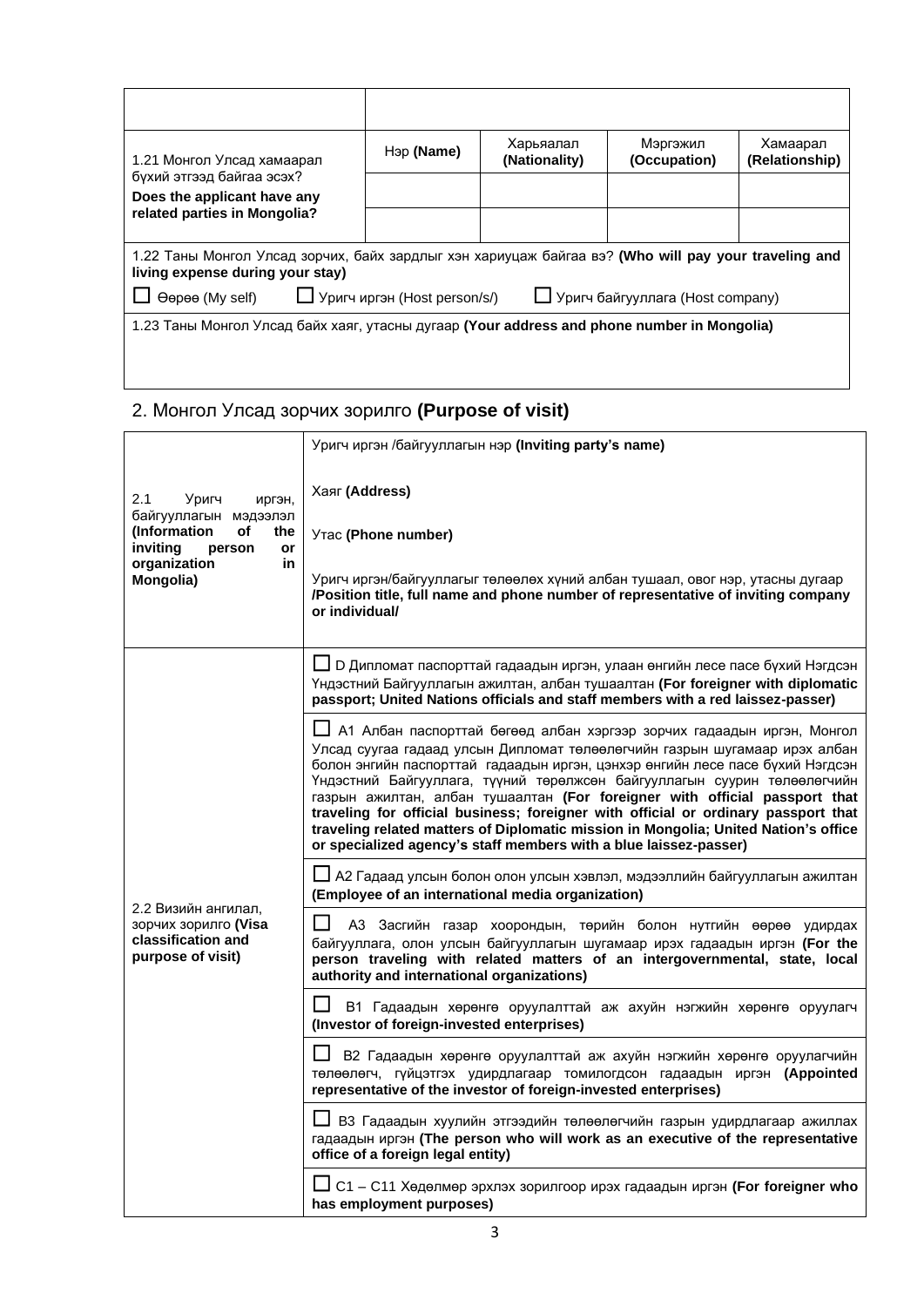| | | | | |
|---|---|---|---|---|
| | | | | |
| 1.21 Монгол Улсад хамаарал бүхий этгээд байгаа эсэх? **Does the applicant have any related parties in Mongolia?** | Нэр **(Name)** | Харьяалал **(Nationality)** | Мэргэжил **(Occupation)** | Хамаарал **(Relationship)** |
| | | | | |
| | | | | |

1.22 Таны Монгол Улсад зорчих, байх зардлыг хэн хариуцаж байгаа вэ? **(Who will pay your traveling and living expense during your stay)**

☐ Өөрөө (My self) ☐ Уригч иргэн (Host person/s/) ☐ Уригч байгууллага (Host company)

1.23 Таны Монгол Улсад байх хаяг, утасны дугаар **(Your address and phone number in Mongolia)**

## 2. Монгол Улсад зорчих зорилго **(Purpose of visit)**

| | |
|---|---|
| 2.1 Уригч иргэн, байгууллагын мэдээлэл **(Information of the inviting person or organization in Mongolia)** | Уригч иргэн /байгууллагын нэр **(Inviting party's name)**<br><br>Хаяг **(Address)**<br><br>Утас **(Phone number)**<br><br>Уригч иргэн/байгууллагыг төлөөлөх хүний албан тушаал, овог нэр, утасны дугаар **/Position title, full name and phone number of representative of inviting company or individual/** |
| 2.2 Визийн ангилал, зорчих зорилго **(Visa classification and purpose of visit)** | ☐ D Дипломат паспорттай гадаадын иргэн, улаан өнгийн лесе пасе бүхий Нэгдсэн Үндэстний Байгууллагын ажилтан, албан тушаалтан **(For foreigner with diplomatic passport; United Nations officials and staff members with a red laissez-passer)** |
| | ☐ A1 Албан паспорттай бөгөөд албан хэргээр зорчих гадаадын иргэн, Монгол Улсад суугаа гадаад улсын Дипломат төлөөлөгчийн газрын шугамаар ирэх албан болон энгийн паспорттай гадаадын иргэн, цэнхэр өнгийн лесе пасе бүхий Нэгдсэн Үндэстний Байгууллага, түүний төрөлжсөн байгууллагын суурин төлөөлөгчийн газрын ажилтан, албан тушаалтан **(For foreigner with official passport that traveling for official business; foreigner with official or ordinary passport that traveling related matters of Diplomatic mission in Mongolia; United Nation's office or specialized agency's staff members with a blue laissez-passer)** |
| | ☐ A2 Гадаад улсын болон олон улсын хэвлэл, мэдээллийн байгууллагын ажилтан **(Employee of an international media organization)** |
| | ☐ A3 Засгийн газар хоорондын, төрийн болон нутгийн өөрөө удирдах байгууллага, олон улсын байгууллагын шугамаар ирэх гадаадын иргэн **(For the person traveling with related matters of an intergovernmental, state, local authority and international organizations)** |
| | ☐ B1 Гадаадын хөрөнгө оруулалттай аж ахуйн нэгжийн хөрөнгө оруулагч **(Investor of foreign-invested enterprises)** |
| | ☐ B2 Гадаадын хөрөнгө оруулалттай аж ахуйн нэгжийн хөрөнгө оруулагчийн төлөөлөгч, гүйцэтгэх удирдлагаар томилогдсон гадаадын иргэн **(Appointed representative of the investor of foreign-invested enterprises)** |
| | ☐ B3 Гадаадын хуулийн этгээдийн төлөөлөгчийн газрын удирдлагаар ажиллах гадаадын иргэн **(The person who will work as an executive of the representative office of a foreign legal entity)** |
| | ☐ C1 – C11 Хөдөлмөр эрхлэх зорилгоор ирэх гадаадын иргэн **(For foreigner who has employment purposes)** |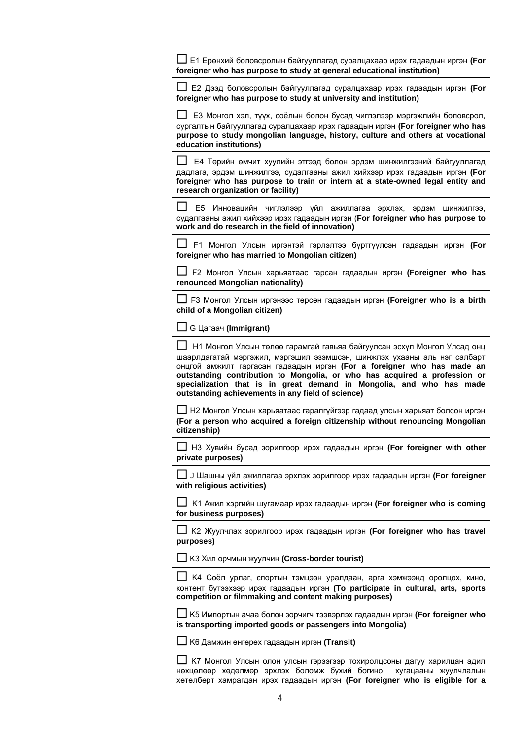| | |
|---|---|
| | ☐ E1 Ерөнхий боловсролын байгууллагад суралцахаар ирэх гадаадын иргэн **(For foreigner who has purpose to study at general educational institution)** |
| | ☐ E2 Дээд боловсролын байгууллагад суралцахаар ирэх гадаадын иргэн **(For foreigner who has purpose to study at university and institution)** |
| | ☐ E3 Монгол хэл, түүх, соёлын болон бусад чиглэлээр мэргэжлийн боловсрол, сургалтын байгууллагад суралцахаар ирэх гадаадын иргэн **(For foreigner who has purpose to study mongolian language, history, culture and others at vocational education institutions)** |
| | ☐ E4 Төрийн өмчит хуулийн этгээд болон эрдэм шинжилгээний байгууллагад дадлага, эрдэм шинжилгээ, судалгааны ажил хийхээр ирэх гадаадын иргэн **(For foreigner who has purpose to train or intern at a state-owned legal entity and research organization or facility)** |
| | ☐ E5 Инновацийн чиглэлээр үйл ажиллагаа эрхлэх, эрдэм шинжилгээ, судалгааны ажил хийхээр ирэх гадаадын иргэн (**For foreigner who has purpose to work and do research in the field of innovation)** |
| | ☐ F1 Монгол Улсын иргэнтэй гэрлэлтээ бүртгүүлсэн гадаадын иргэн **(For foreigner who has married to Mongolian citizen)** |
| | ☐ F2 Монгол Улсын харьяатаас гарсан гадаадын иргэн **(Foreigner who has renounced Mongolian nationality)** |
| | ☐ F3 Монгол Улсын иргэнээс төрсөн гадаадын иргэн **(Foreigner who is a birth child of a Mongolian citizen)** |
| | ☐ G Цагаач **(Immigrant)** |
| | ☐ H1 Монгол Улсын төлөө гарамгай гавьяа байгуулсан эсхүл Монгол Улсад онц шаардлагатай мэргэжил, мэргэшил эзэмшсэн, шинжлэх ухааны аль нэг салбарт онцгой амжилт гаргасан гадаадын иргэн **(For a foreigner who has made an outstanding contribution to Mongolia, or who has acquired a profession or specialization that is in great demand in Mongolia, and who has made outstanding achievements in any field of science)** |
| | ☐ H2 Монгол Улсын харьяатаас гаралгүйгээр гадаад улсын харьяат болсон иргэн **(For a person who acquired a foreign citizenship without renouncing Mongolian citizenship)** |
| | ☐ H3 Хувийн бусад зорилгоор ирэх гадаадын иргэн **(For foreigner with other private purposes)** |
| | ☐ J Шашны үйл ажиллагаа эрхлэх зорилгоор ирэх гадаадын иргэн **(For foreigner with religious activities)** |
| | ☐ K1 Ажил хэргийн шугамаар ирэх гадаадын иргэн **(For foreigner who is coming for business purposes)** |
| | ☐ K2 Жуулчлах зорилгоор ирэх гадаадын иргэн **(For foreigner who has travel purposes)** |
| | ☐ K3 Хил орчмын жуулчин **(Cross-border tourist)** |
| | ☐ K4 Соёл урлаг, спортын тэмцээн уралдаан, арга хэмжээнд оролцох, кино, контент бүтээхээр ирэх гадаадын иргэн **(To participate in cultural, arts, sports competition or filmmaking and content making purposes)** |
| | ☐ K5 Импортын ачаа болон зорчигч тээвэрлэх гадаадын иргэн **(For foreigner who is transporting imported goods or passengers into Mongolia)** |
| | ☐ K6 Дамжин өнгөрөх гадаадын иргэн **(Transit)** |
| | ☐ K7 Монгол Улсын олон улсын гэрээгээр тохиролцсоны дагуу харилцан адил нөхцөлөөр хөдөлмөр эрхлэх боломж бүхий богино хугацааны жуулчлалын хөтөлбөрт хамрагдан ирэх гадаадын иргэн **(For foreigner who is eligible for a** |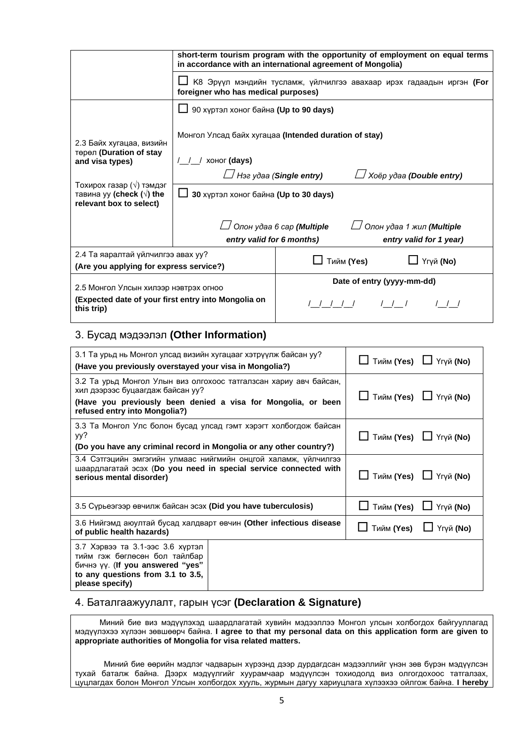| | |
|---|---|
| | **short-term tourism program with the opportunity of employment on equal terms in accordance with an international agreement of Mongolia)** |
| | ☐ K8 Эрүүл мэндийн тусламж, үйлчилгээ авахаар ирэх гадаадын иргэн **(For foreigner who has medical purposes)** |
| 2.3 Байх хугацаа, визийн төрөл **(Duration of stay and visa types)**<br><br>Тохирох газар (√) тэмдэг тавина уу **(check (√) the relevant box to select)** | ☐ 90 хүртэл хоног байна **(Up to 90 days)**<br><br>Монгол Улсад байх хугацаа **(Intended duration of stay)**<br><br>/\_\_/\_\_/ хоног **(days)**<br><br>☐ *Нэг удаа (**Single entry**)* ☐ *Хоёр удаа (**Double entry**)* |
| | ☐ **30** хүртэл хоног байна **(Up to 30 days)**<br><br>☐ *Олон удаа 6 сар (**Multiple entry valid for 6 months**)* ☐ *Олон удаа 1 жил (**Multiple entry valid for 1 year**)* |
| 2.4 Та яаралтай үйлчилгээ авах уу?<br>**(Are you applying for express service?)** | ☐ Тийм **(Yes)** ☐ Үгүй **(No)** |
| 2.5 Монгол Улсын хилээр нэвтрэх огноо<br>**(Expected date of your first entry into Mongolia on this trip)** | **Date of entry (yyyy-mm-dd)**<br><br>/\_\_/\_\_/\_\_/\_\_/ /\_\_/\_\_/ /\_\_/\_\_/ |

## 3. Бусад мэдээлэл **(Other Information)**

| | |
|---|---|
| 3.1 Та урьд нь Монгол улсад визийн хугацааг хэтрүүлж байсан уу?<br>**(Have you previously overstayed your visa in Mongolia?)** | ☐ Тийм **(Yes)** ☐ Үгүй **(No)** |
| 3.2 Та урьд Монгол Улын виз олгохоос татгалзсан хариу авч байсан, хил дээрээс буцаагдаж байсан уу?<br>**(Have you previously been denied a visa for Mongolia, or been refused entry into Mongolia?)** | ☐ Тийм **(Yes)** ☐ Үгүй **(No)** |
| 3.3 Та Монгол Улс болон бусад улсад гэмт хэрэгт холбогдож байсан уу?<br>**(Do you have any criminal record in Mongolia or any other country?)** | ☐ Тийм **(Yes)** ☐ Үгүй **(No)** |
| 3.4 Сэтгэцийн эмгэгийн улмаас нийгмийн онцгой халамж, үйлчилгээ шаардлагатай эсэх (**Do you need in special service connected with serious mental disorder)** | ☐ Тийм **(Yes)** ☐ Үгүй **(No)** |
| 3.5 Сүрьеэгээр өвчилж байсан эсэх **(Did you have tuberculosis)** | ☐ Тийм **(Yes)** ☐ Үгүй **(No)** |
| 3.6 Нийгэмд аюултай бусад халдварт өвчин **(Other infectious disease of public health hazards)** | ☐ Тийм **(Yes)** ☐ Үгүй **(No)** |
| 3.7 Хэрвээ та 3.1-ээс 3.6 хүртэл тийм гэж бөглөсөн бол тайлбар бичнэ үү. (**If you answered "yes" to any questions from 3.1 to 3.5, please specify)** | |

## 4. Баталгаажуулалт, гарын үсэг **(Declaration & Signature)**

Миний бие виз мэдүүлэхэд шаардлагатай хувийн мэдээллээ Монгол улсын холбогдох байгууллагад мэдүүлэхээ хүлээн зөвшөөрч байна. **I agree to that my personal data on this application form are given to appropriate authorities of Mongolia for visa related matters.**

Миний бие өөрийн мэдлэг чадварын хүрээнд дээр дурдагдсан мэдээллийг үнэн зөв бүрэн мэдүүлсэн тухай баталж байна. Дээрх мэдүүлгийг хуурамчаар мэдүүлсэн тохиодолд виз олгогдохоос татгалзах, цуцлагдах болон Монгол Улсын холбогдох хууль, журмын дагуу хариуцлага хүлээхээ ойлгож байна. **I hereby**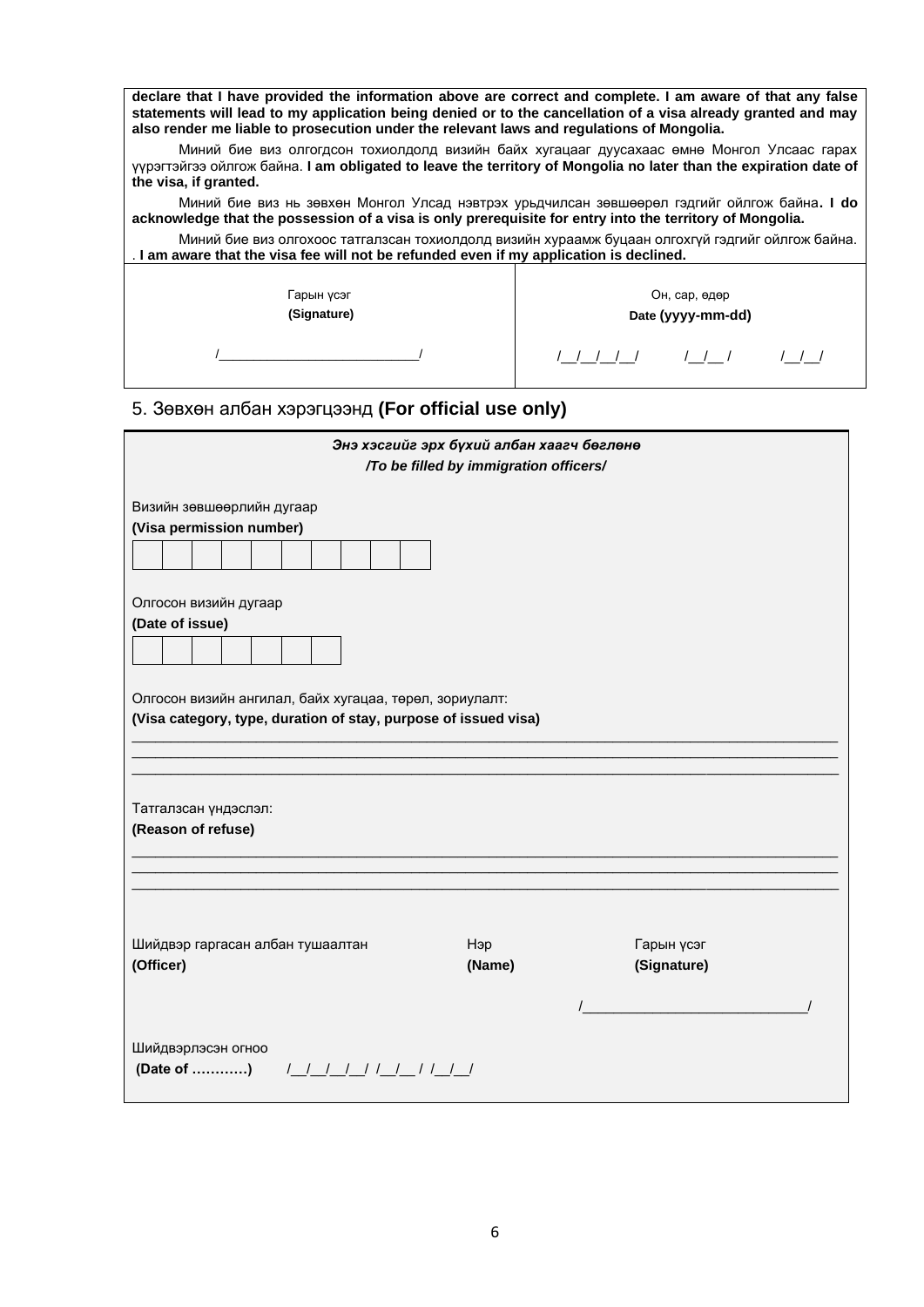**declare that I have provided the information above are correct and complete. I am aware of that any false statements will lead to my application being denied or to the cancellation of a visa already granted and may also render me liable to prosecution under the relevant laws and regulations of Mongolia.**

Миний бие виз олгогдсон тохиолдолд визийн байх хугацааг дуусахаас өмнө Монгол Улсаас гарах үүрэгтэйгээ ойлгож байна. **I am obligated to leave the territory of Mongolia no later than the expiration date of the visa, if granted.**

Миний бие виз нь зөвхөн Монгол Улсад нэвтрэх урьдчилсан зөвшөөрөл гэдгийг ойлгож байна**. I do acknowledge that the possession of a visa is only prerequisite for entry into the territory of Mongolia.**

Миний бие виз олгохоос татгалзсан тохиолдолд визийн хураамж буцаан олгохгүй гэдгийг ойлгож байна. . **I am aware that the visa fee will not be refunded even if my application is declined.**

| Гарын үсэг **(Signature)** | Он, сар, өдөр **Date (yyyy-mm-dd)** |
| --- | --- |
| /___________________________/ | /__/__/__/__/ /__/__/ /__/__/ |

## 5. Зөвхөн албан хэрэгцээнд **(For official use only)**

***Энэ хэсгийг эрх бүхий албан хаагч бөглөнө***
***/To be filled by immigration officers/***

Визийн зөвшөөрлийн дугаар
**(Visa permission number)**

| | | | | | | | | | |
| --- | --- | --- | --- | --- | --- | --- | --- | --- | --- |
| | | | | | | | | | |

Олгосон визийн дугаар
**(Date of issue)**

| | | | | | | |
| --- | --- | --- | --- | --- | --- | --- |
| | | | | | | |

Олгосон визийн ангилал, байх хугацаа, төрөл, зориулалт:
**(Visa category, type, duration of stay, purpose of issued visa)**

_______________________________________________________________________________
_______________________________________________________________________________
_______________________________________________________________________________

Татгалзсан үндэслэл:
**(Reason of refuse)**

_______________________________________________________________________________
_______________________________________________________________________________
_______________________________________________________________________________

| Шийдвэр гаргасан албан тушаалтан **(Officer)** | Нэр **(Name)** | Гарын үсэг **(Signature)** |
| --- | --- | --- |
| | | /___________________________/ |

Шийдвэрлэсэн огноо
**(Date of …………)** /__/__/__/__/ /__/__/ /__/__/